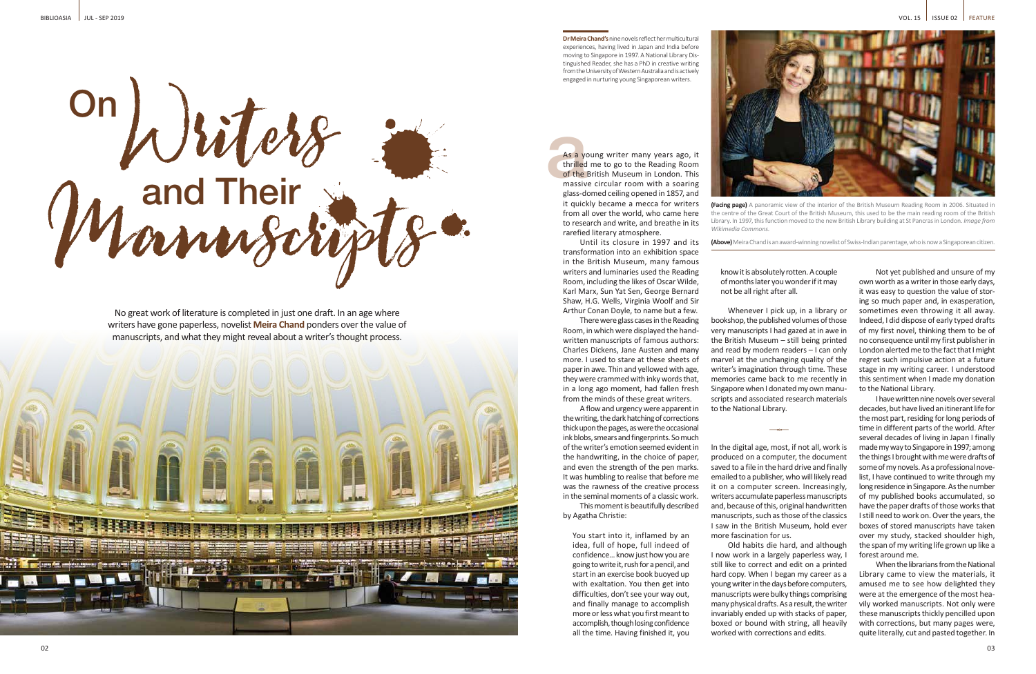# On Writers and Their Manuscripts

No great work of literature is completed in just one draft. In an age where writers have gone paperless, novelist **Meira Chand** ponders over the value of manuscripts, and what they might reveal about a writer's thought process.

**Dr Meira Chand's** nine novels reflect her multicultural experiences, having lived in Japan and India before moving to Singapore in 1997. A National Library Distinguished Reader, she has a PhD in creative writing from the University of Western Australia and is actively engaged in nurturing young Singaporean writers.

As a young writer many years ago, it thrilled me to go to the Reading Room of the British Museum in London. This massive circular room with a soaring glass-domed ceiling opened in 1857, and it quickly became a mecca for writers from all over the world, who came here to research and write, and breathe in its rarefied literary atmosphere.

Until its closure in 1997 and its transformation into an exhibition space in the British Museum, many famous writers and luminaries used the Reading Room, including the likes of Oscar Wilde, Karl Marx, Sun Yat Sen, George Bernard Shaw, H.G. Wells, Virginia Woolf and Sir Arthur Conan Doyle, to name but a few.

There were glass cases in the Reading Room, in which were displayed the handwritten manuscripts of famous authors: Charles Dickens, Jane Austen and many more. I used to stare at these sheets of paper in awe. Thin and yellowed with age, they were crammed with inky words that, in a long ago moment, had fallen fresh from the minds of these great writers.

A flow and urgency were apparent in the writing, the dark hatching of corrections thick upon the pages, as were the occasional ink blobs, smears and fingerprints. So much of the writer's emotion seemed evident in the handwriting, in the choice of paper, and even the strength of the pen marks. It was humbling to realise that before me was the rawness of the creative process in the seminal moments of a classic work.

This moment is beautifully described by Agatha Christie:

> You start into it, inflamed by an idea, full of hope, full indeed of confidence... know just how you are going to write it, rush for a pencil, and start in an exercise book buoyed up with exaltation. You then get into difficulties, don't see your way out, and finally manage to accomplish more or less what you first meant to accomplish, though losing confidence all the time. Having finished it, you know it is absolutely rotten. A couple of months later you wonder if it may not be all right after all.

Whenever I pick up, in a library or bookshop, the published volumes of those very manuscripts I had gazed at in awe in the British Museum – still being printed and read by modern readers – I can only marvel at the unchanging quality of the writer's imagination through time. These memories came back to me recently in Singapore when I donated my own manuscripts and associated research materials to the National Library.

In the digital age, most, if not all, work is produced on a computer, the document saved to a file in the hard drive and finally emailed to a publisher, who will likely read it on a computer screen. Increasingly, writers accumulate paperless manuscripts and, because of this, original handwritten manuscripts, such as those of the classics I saw in the British Museum, hold ever more fascination for us.

Old habits die hard, and although I now work in a largely paperless way, I still like to correct and edit on a printed hard copy. When I began my career as a young writer in the days before computers, manuscripts were bulky things comprising many physical drafts. As a result, the writer invariably ended up with stacks of paper, boxed or bound with string, all heavily worked with corrections and edits.

Not yet published and unsure of my own worth as a writer in those early days, it was easy to question the value of storing so much paper and, in exasperation, sometimes even throwing it all away. Indeed, I did dispose of early typed drafts of my first novel, thinking them to be of no consequence until my first publisher in London alerted me to the fact that I might regret such impulsive action at a future stage in my writing career. I understood this sentiment when I made my donation to the National Library.

I have written nine novels over several decades, but have lived an itinerant life for the most part, residing for long periods of time in different parts of the world. After several decades of living in Japan I finally made my way to Singapore in 1997; among the things I brought with me were drafts of some of my novels. As a professional novelist, I have continued to write through my long residence in Singapore. As the number of my published books accumulated, so have the paper drafts of those works that I still need to work on. Over the years, the boxes of stored manuscripts have taken over my study, stacked shoulder high, the span of my writing life grown up like a forest around me.

When the librarians from the National Library came to view the materials, it amused me to see how delighted they were at the emergence of the most heavily worked manuscripts. Not only were these manuscripts thickly pencilled upon with corrections, but many pages were, quite literally, cut and pasted together. In

**(Facing page)** A panoramic view of the interior of the British Museum Reading Room in 2006. Situated in the centre of the Great Court of the British Museum, this used to be the main reading room of the British Library. In 1997, this function moved to the new British Library building at St Pancras in London. *Image from Wikimedia Commons.*

**(Above)** Meira Chand is an award-winning novelist of Swiss-Indian parentage, who is now a Singaporean citizen.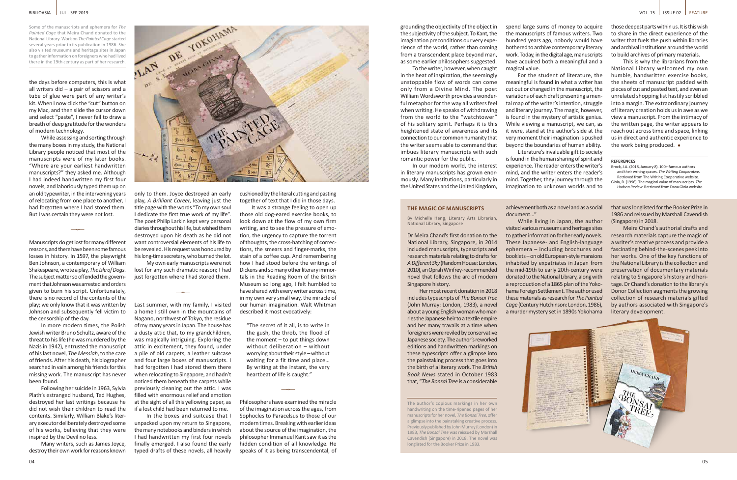Some of the manuscripts and ephemera for *The Painted Cage* that Meira Chand donated to the National Library. Work on *The Painted Cage* started several years prior to its publication in 1986. She also visited museums and heritage sites in Japan to gather information on foreigners who had lived there in the 19th century as part of her research.

the days before computers, this is what all writers did – a pair of scissors and a tube of glue were part of any writer's kit. When I now click the "cut" button on my Mac, and then slide the cursor down and select "paste", I never fail to draw a breath of deep gratitude for the wonders of modern technology.

While assessing and sorting through the many boxes in my study, the National Library people noticed that most of the manuscripts were of my later books. "Where are your earliest handwritten manuscripts?" they asked me. Although I had indeed handwritten my first four novels, and laboriously typed them up on an old typewriter, in the intervening years of relocating from one place to another, I had forgotten where I had stored them. But I was certain they were not lost.

Manuscripts do get lost for many different reasons, and there have been some famous losses in history. In 1597, the playwright Ben Johnson, a contemporary of William Shakespeare, wrote a play, *The Isle of Dogs*. The subject matter so offended the government that Johnson was arrested and orders given to burn his script. Unfortunately, there is no record of the contents of the play; we only know that it was written by Johnson and subsequently fell victim to the censorship of the day.

In more modern times, the Polish Jewish writer Bruno Schultz, aware of the threat to his life (he was murdered by the Nazis in 1942), entrusted the manuscript of his last novel, *The Messiah*, to the care of friends. After his death, his biographer searched in vain among his friends for this missing work. The manuscript has never been found.

Following her suicide in 1963, Sylvia Plath's estranged husband, Ted Hughes, destroyed her last writings because he did not wish their children to read the contents. Similarly, William Blake's literary executor deliberately destroyed some of his works, believing that they were inspired by the Devil no less.

Many writers, such as James Joyce, destroy their own work for reasons known only to them. Joyce destroyed an early play, *A Brilliant Career*, leaving just the title page with the words "To my own soul I dedicate the first true work of my life". The poet Philip Larkin kept very personal diaries throughout his life, but wished them destroyed upon his death as he did not want controversial elements of his life to be revealed. His request was honoured by his long-time secretary, who burned the lot.

My own early manuscripts were not lost for any such dramatic reason; I had just forgotten where I had stored them.

Last summer, with my family, I visited a home I still own in the mountains of Nagano, northwest of Tokyo, the residue of my many years in Japan. The house has a dusty attic that, to my grandchildren, was magically intriguing. Exploring the attic in excitement, they found, under a pile of old carpets, a leather suitcase and four large boxes of manuscripts. I had forgotten I had stored them there when relocating to Singapore, and hadn't noticed them beneath the carpets while previously cleaning out the attic. I was filled with enormous relief and emotion at the sight of all this yellowing paper, as if a lost child had been returned to me.

In the boxes and suitcase that I unpacked upon my return to Singapore, the many notebooks and binders in which I had handwritten my first four novels finally emerged. I also found the early typed drafts of these novels, all heavily cushioned by the literal cutting and pasting together of text that I did in those days.

It was a strange feeling to open up those old dog-eared exercise books, to look down at the flow of my own firm writing, and to see the pressure of emotion, the urgency to capture the torrent of thoughts, the cross-hatching of corrections, the smears and finger-marks, the stain of a coffee cup. And remembering how I had stood before the writings of Dickens and so many other literary immortals in the Reading Room of the British Museum so long ago, I felt humbled to have shared with every writer across time, in my own very small way, the miracle of our human imagination. Walt Whitman described it most evocatively:

> "The secret of it all, is to write in the gush, the throb, the flood of the moment – to put things down without deliberation – without worrying about their style – without waiting for a fit time and place... By writing at the instant, the very heartbeat of life is caught."

Philosophers have examined the miracle of the imagination across the ages, from Sophocles to Paracelsus to those of our modern times. Breaking with earlier ideas about the source of the imagination, the philosopher Immanuel Kant saw it as the hidden condition of all knowledge. He speaks of it as being transcendental, of grounding the objectivity of the object in the subjectivity of the subject. To Kant, the imagination preconditions our very experience of the world, rather than coming from a transcendent place beyond man, as some earlier philosophers suggested.

To the writer, however, when caught in the heat of inspiration, the seemingly unstoppable flow of words can come only from a Divine Mind. The poet William Wordsworth provides a wonderful metaphor for the way all writers feel when writing. He speaks of withdrawing from the world to the "watchtower" of his solitary spirit. Perhaps it is this heightened state of awareness and its connection to our common humanity that the writer seems able to command that imbues literary manuscripts with such romantic power for the public.

In our modern world, the interest in literary manuscripts has grown enormously. Many institutions, particularly in the United States and the United Kingdom, spend large sums of money to acquire the manuscripts of famous writers. Two hundred years ago, nobody would have bothered to archive contemporary literary work. Today, in the digital age, manuscripts have acquired both a meaningful and a magical value.

For the student of literature, the meaningful is found in what a writer has cut out or changed in the manuscript, the variations of each draft presenting a mental map of the writer's intention, struggle and literary journey. The magic, however, is found in the mystery of artistic genius. While viewing a manuscript, we can, as it were, stand at the author's side at the very moment their imagination is pushed beyond the boundaries of human ability.

Literature's invaluable gift to society is found in the human sharing of spirit and experience. The reader enters the writer's mind, and the writer enters the reader's mind. Together, they journey through the imagination to unknown worlds and to those deepest parts within us. It is this wish to share in the direct experience of the writer that fuels the push within libraries and archival institutions around the world to build archives of primary materials.

This is why the librarians from the National Library welcomed my own humble, handwritten exercise books, the sheets of manuscript padded with pieces of cut and pasted text, and even an unrelated shopping list hastily scribbled into a margin. The extraordinary journey of literary creation holds us in awe as we view a manuscript. From the intimacy of the written page, the writer appears to reach out across time and space, linking us in direct and authentic experience to the work being produced. ♦

**REFERENCES**

Brock, J.A. (2018, January 8). 100+ famous authors and their writing spaces. *The Writing Cooperative*. Retrieved from The Writing Cooperative website.

Gioia, D. (1996). The magical value of manuscripts. *The Hudson Review*. Retrieved from Dana Gioia website.

## THE MAGIC OF MANUSCRIPTS

By Michelle Heng, Literary Arts Librarian, National Library, Singapore

Dr Meira Chand's first donation to the National Library, Singapore, in 2014 included manuscripts, typescripts and research materials relating to drafts for *A Different Sky* (Random House: London, 2010), an Oprah Winfrey-recommended novel that follows the arc of modern Singapore history.

Her most recent donation in 2018 includes typescripts of *The Bonsai Tree* (John Murray: London, 1983), a novel about a young English woman who marries the Japanese heir to a textile empire and her many travails at a time when foreigners were reviled by conservative Japanese society. The author's reworked editions and handwritten markings on these typescripts offer a glimpse into the painstaking process that goes into the birth of a literary work. The *British Book News* stated in October 1983 that, "*The Bonsai Tree* is a considerable achievement both as a novel and as a social document..."

While living in Japan, the author visited various museums and heritage sites to gather information for her early novels. These Japanese- and English-language ephemera – including brochures and booklets – on old European-style mansions inhabited by expatriates in Japan from the mid-19th to early 20th-century were donated to the National Library, along with a reproduction of a 1865 plan of the Yokohama Foreign Settlement. The author used these materials as research for *The Painted Cage* (Century Hutchinson: London, 1986), a murder mystery set in 1890s Yokohama that was longlisted for the Booker Prize in 1986 and reissued by Marshall Cavendish (Singapore) in 2018.

Meira Chand's authorial drafts and research materials capture the magic of a writer's creative process and provide a fascinating behind-the-scenes peek into her works. One of the key functions of the National Library is the collection and preservation of documentary materials relating to Singapore's history and heritage. Dr Chand's donation to the library's Donor Collection augments the growing collection of research materials gifted by authors associated with Singapore's literary development.

The author's copious markings in her own handwriting on the time-ripened pages of her manuscripts for her novel, *The Bonsai Tree*, offer a glimpse into the painstaking creative process. Previously published by John Murray (London) in 1983, *The Bonsai Tree* was reissued by Marshall Cavendish (Singapore) in 2018. The novel was longlisted for the Booker Prize in 1983.